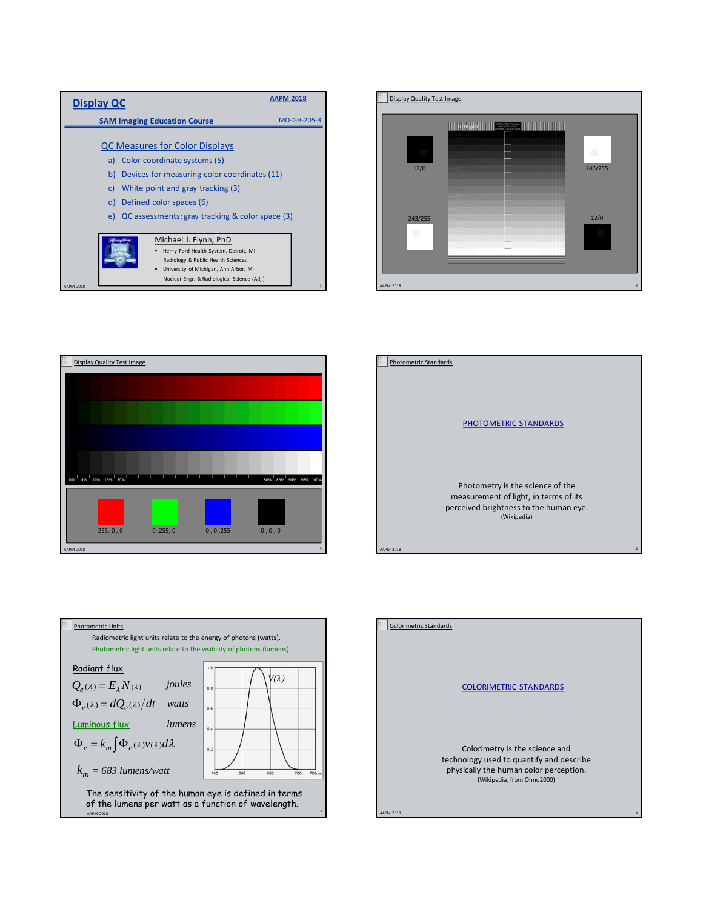# Display QC

AAPM 2018

**SAM Imaging Education Course** MO-GH-205-3

## QC Measures for Color Displays

a) Color coordinate systems (5)
b) Devices for measuring color coordinates (11)
c) White point and gray tracking (3)
d) Defined color spaces (6)
e) QC assessments: gray tracking & color space (3)

Michael J. Flynn, PhD

- Henry Ford Health System, Detroit, MI
  Radiology & Public Health Sciences
- University of Michigan, Ann Arbor, MI
  Nuclear Engr. & Radiological Science (Adj.)

---

## Display Quality Test Image

12/0 243/255

243/255 12/0

---

## Display Quality Test Image

0% 5% 10% 15% 20% 80% 85% 90% 95% 100%

255 , 0 , 0 0 ,255, 0 0 , 0 ,255 0 , 0 , 0

---

## Photometric Standards

PHOTOMETRIC STANDARDS

Photometry is the science of the measurement of light, in terms of its perceived brightness to the human eye.
(Wikipedia)

---

## Photometric Units

Radiometric light units relate to the energy of photons (watts).

Photometric light units relate to the visibility of photons (lumens)

Radiant flux

$$Q_e(\lambda) = E_\lambda N(\lambda) \quad joules$$

$$\Phi_e(\lambda) = dQ_e(\lambda)/dt \quad watts$$

Luminous flux lumens

$$\Phi_e = k_m \int \Phi_e(\lambda) v(\lambda) d\lambda$$

$$k_m = 683 \text{ lumens/watt}$$

$V(\lambda)$

The sensitivity of the human eye is defined in terms of the lumens per watt as a function of wavelength.

---

## Colorimetric Standards

COLORIMETRIC STANDARDS

Colorimetry is the science and technology used to quantify and describe physically the human color perception.
(Wikipedia, from Ohno2000)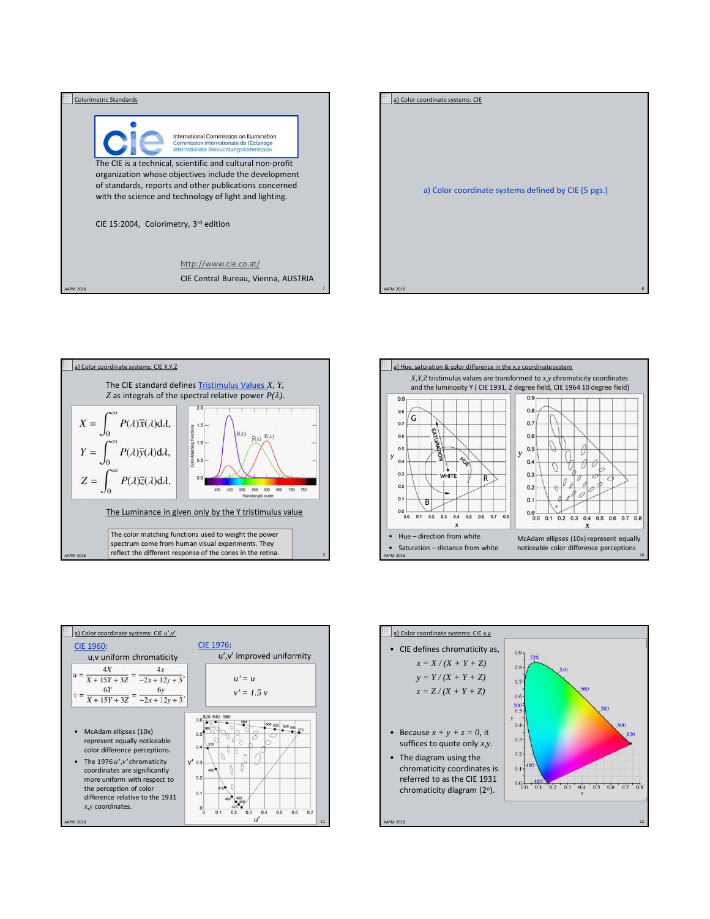## Colorimetric Standards

International Commission on Illumination
Commission Internationale de l'Eclairage
Internationale Beleuchtungskommission

The CIE is a technical, scientific and cultural non-profit organization whose objectives include the development of standards, reports and other publications concerned with the science and technology of light and lighting.

CIE 15:2004, Colorimetry, 3rd edition

http://www.cie.co.at/

CIE Central Bureau, Vienna, AUSTRIA

## a) Color coordinate systems: CIE

a) Color coordinate systems defined by CIE (5 pgs.)

## a) Color coordinate systems: CIE X,Y,Z

The CIE standard defines Tristimulus Values $X$, $Y$, $Z$ as integrals of the spectral relative power $P(\lambda)$.

$$X = \int_0^\infty P(\lambda)\bar{x}(\lambda)\mathrm{d}\lambda,$$

$$Y = \int_0^\infty P(\lambda)\bar{y}(\lambda)\mathrm{d}\lambda,$$

$$Z = \int_0^\infty P(\lambda)\bar{z}(\lambda)\mathrm{d}\lambda.$$

The Luminance in given only by the Y tristimulus value

The color matching functions used to weight the power spectrum come from human visual experiments. They reflect the different response of the cones in the retina.

## a) Hue, saturation & color difference in the x,y coordinate system

$X,Y,Z$ tristimulus values are transformed to $x,y$ chromaticity coordinates and the luminosity Y ( CIE 1931, 2 degree field, CIE 1964 10 degree field)

- Hue – direction from white
- Saturation – distance from white

McAdam ellipses (10x) represent equally noticeable color difference perceptions

## a) Color coordinate systems: CIE u',v'

CIE 1960:
u,v uniform chromaticity

$$u = \frac{4X}{X+15Y+3Z} = \frac{4x}{-2x+12y+3},$$

$$v = \frac{6Y}{X+15Y+3Z} = \frac{6y}{-2x+12y+3},$$

CIE 1976:
u',v' improved uniformity

$$u' = u$$

$$v' = 1.5\,v$$

- McAdam ellipses (10x) represent equally noticeable color difference perceptions.
- The 1976 $u',v'$ chromaticity coordinates are significantly more uniform with respect to the perception of color difference relative to the 1931 $x,y$ coordinates.

## a) Color coordinate systems: CIE x,y

- CIE defines chromaticity as,

$$x = X / (X + Y + Z)$$

$$y = Y / (X + Y + Z)$$

$$z = Z / (X + Y + Z)$$

- Because $x + y + z = 0$, it suffices to quote only $x,y$.
- The diagram using the chromaticity coordinates is referred to as the CIE 1931 chromaticity diagram (2°).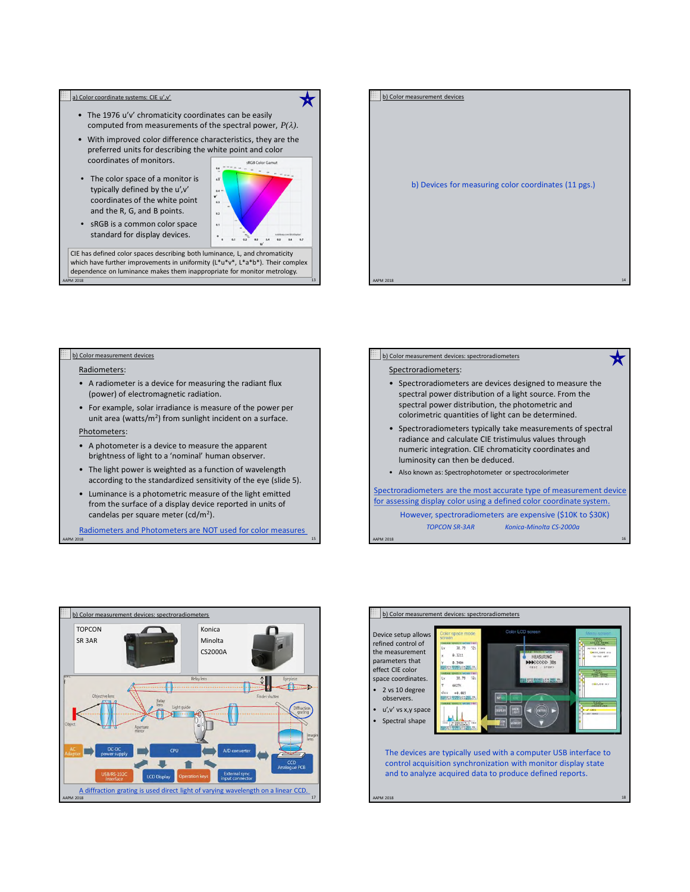## a) Color coordinate systems: CIE u',v'

- The 1976 u'v' chromaticity coordinates can be easily computed from measurements of the spectral power, $P(\lambda)$.
- With improved color difference characteristics, they are the preferred units for describing the white point and color coordinates of monitors.
- The color space of a monitor is typically defined by the u',v' coordinates of the white point and the R, G, and B points.
- sRGB is a common color space standard for display devices.

sRGB Color Gamut

CIE has defined color spaces describing both luminance, L, and chromaticity which have further improvements in uniformity (L*u*v*, L*a*b*). Their complex dependence on luminance makes them inappropriate for monitor metrology.

## b) Color measurement devices

b) Devices for measuring color coordinates (11 pgs.)

## b) Color measurement devices

Radiometers:

- A radiometer is a device for measuring the radiant flux (power) of electromagnetic radiation.
- For example, solar irradiance is measure of the power per unit area (watts/m$^2$) from sunlight incident on a surface.

Photometers:

- A photometer is a device to measure the apparent brightness of light to a 'nominal' human observer.
- The light power is weighted as a function of wavelength according to the standardized sensitivity of the eye (slide 5).
- Luminance is a photometric measure of the light emitted from the surface of a display device reported in units of candelas per square meter (cd/m$^2$).

Radiometers and Photometers are NOT used for color measures

## b) Color measurement devices: spectroradiometers

Spectroradiometers:

- Spectroradiometers are devices designed to measure the spectral power distribution of a light source. From the spectral power distribution, the photometric and colorimetric quantities of light can be determined.
- Spectroradiometers typically take measurements of spectral radiance and calculate CIE tristimulus values through numeric integration. CIE chromaticity coordinates and luminosity can then be deduced.
- Also known as: Spectrophotometer or spectrocolorimeter

Spectroradiometers are the most accurate type of measurement device for assessing display color using a defined color coordinate system.

However, spectroradiometers are expensive ($10K to $30K)

*TOPCON SR-3AR* *Konica-Minolta CS-2000a*

## b) Color measurement devices: spectroradiometers

TOPCON SR 3AR

Konica Minolta CS2000A

A diffraction grating is used direct light of varying wavelength on a linear CCD.

## b) Color measurement devices: spectroradiometers

Device setup allows refined control of the measurement parameters that effect CIE color space coordinates.

- 2 vs 10 degree observers.
- u',v' vs x,y space
- Spectral shape

The devices are typically used with a computer USB interface to control acquisition synchronization with monitor display state and to analyze acquired data to produce defined reports.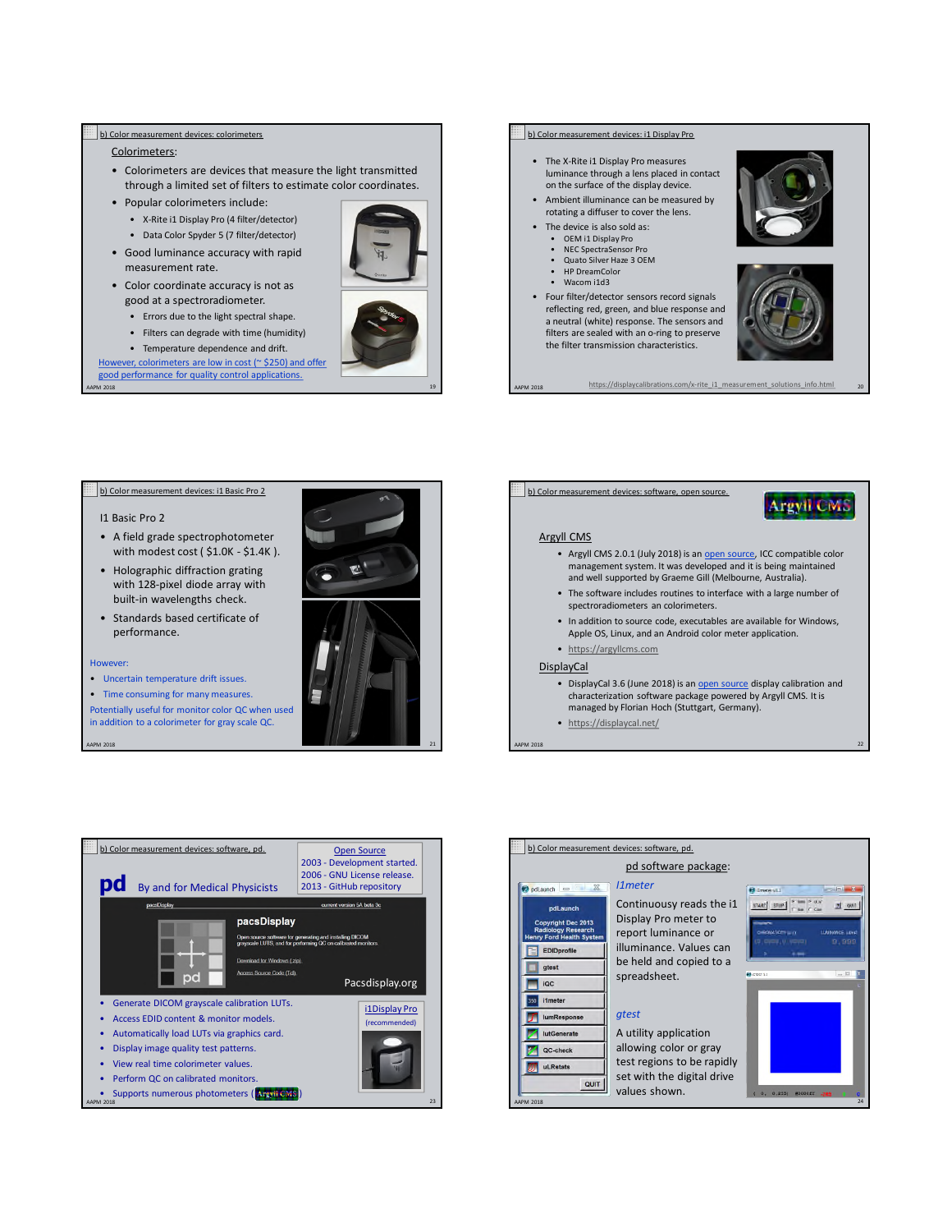## b) Color measurement devices: colorimeters

**Colorimeters:**

- Colorimeters are devices that measure the light transmitted through a limited set of filters to estimate color coordinates.
- Popular colorimeters include:
  - X-Rite i1 Display Pro (4 filter/detector)
  - Data Color Spyder 5 (7 filter/detector)
- Good luminance accuracy with rapid measurement rate.
- Color coordinate accuracy is not as good at a spectroradiometer.
  - Errors due to the light spectral shape.
  - Filters can degrade with time (humidity)
  - Temperature dependence and drift.

However, colorimeters are low in cost (~ $250) and offer good performance for quality control applications.

## b) Color measurement devices: i1 Display Pro

- The X-Rite i1 Display Pro measures luminance through a lens placed in contact on the surface of the display device.
- Ambient illuminance can be measured by rotating a diffuser to cover the lens.
- The device is also sold as:
  - OEM i1 Display Pro
  - NEC SpectraSensor Pro
  - Quato Silver Haze 3 OEM
  - HP DreamColor
  - Wacom i1d3
- Four filter/detector sensors record signals reflecting red, green, and blue response and a neutral (white) response. The sensors and filters are sealed with an o-ring to preserve the filter transmission characteristics.

https://displaycalibrations.com/x-rite_i1_measurement_solutions_info.html

## b) Color measurement devices: i1 Basic Pro 2

I1 Basic Pro 2

- A field grade spectrophotometer with modest cost ( $1.0K - $1.4K ).
- Holographic diffraction grating with 128-pixel diode array with built-in wavelengths check.
- Standards based certificate of performance.

However:

- Uncertain temperature drift issues.
- Time consuming for many measures.

Potentially useful for monitor color QC when used in addition to a colorimeter for gray scale QC.

## b) Color measurement devices: software, open source.

**Argyll CMS**

- Argyll CMS 2.0.1 (July 2018) is an open source, ICC compatible color management system. It was developed and it is being maintained and well supported by Graeme Gill (Melbourne, Australia).
- The software includes routines to interface with a large number of spectroradiometers an colorimeters.
- In addition to source code, executables are available for Windows, Apple OS, Linux, and an Android color meter application.
- https://argyllcms.com

**DisplayCal**

- DisplayCal 3.6 (June 2018) is an open source display calibration and characterization software package powered by Argyll CMS. It is managed by Florian Hoch (Stuttgart, Germany).
- https://displaycal.net/

## b) Color measurement devices: software, pd.

**pd** By and for Medical Physicists

Open Source
2003 - Development started.
2006 - GNU License release.
2013 - GitHub repository

pacsDisplay — current version 5A beta 3c

Open source software for generating and installing DICOM grayscale LUTs, and for performing QC on calibrated monitors.

Download for Windows (.zip).
Access Source Code (Tcl).

Pacsdisplay.org

- Generate DICOM grayscale calibration LUTs.
- Access EDID content & monitor models.
- Automatically load LUTs via graphics card.
- Display image quality test patterns.
- View real time colorimeter values.
- Perform QC on calibrated monitors.
- Supports numerous photometers (Argyll CMS)

i1Display Pro (recommended)

## b) Color measurement devices: software, pd.

pd software package:

*i1meter*

Continuously reads the i1 Display Pro meter to report luminance or illuminance. Values can be held and copied to a spreadsheet.

*gtest*

A utility application allowing color or gray test regions to be rapidly set with the digital drive values shown.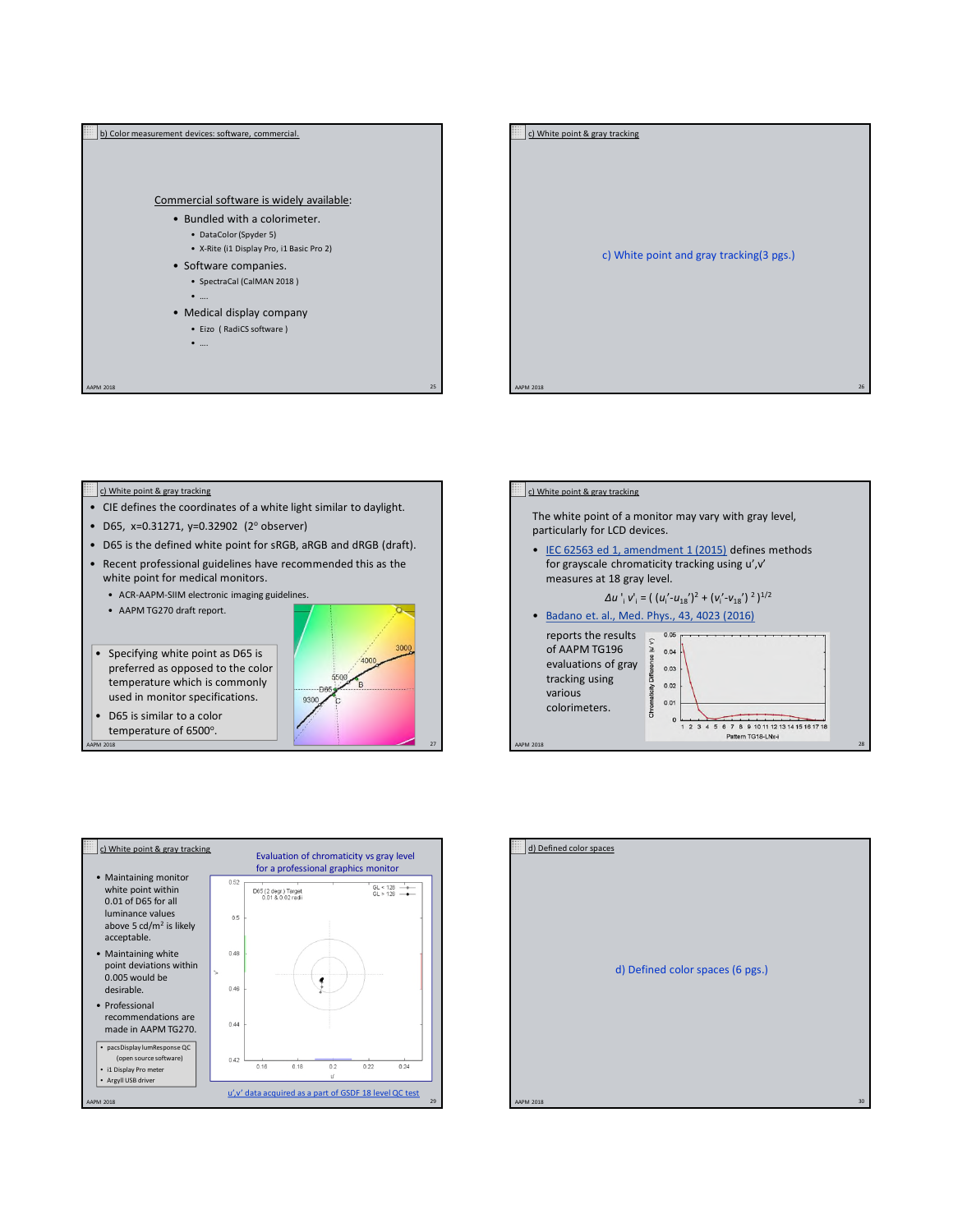## b) Color measurement devices: software, commercial.

Commercial software is widely available:

- Bundled with a colorimeter.
  - DataColor (Spyder 5)
  - X-Rite (i1 Display Pro, i1 Basic Pro 2)
- Software companies.
  - SpectraCal (CalMAN 2018 )
  - ….
- Medical display company
  - Eizo ( RadiCS software )
  - ….

## c) White point & gray tracking

c) White point and gray tracking(3 pgs.)

## c) White point & gray tracking

- CIE defines the coordinates of a white light similar to daylight.
- D65, x=0.31271, y=0.32902 (2° observer)
- D65 is the defined white point for sRGB, aRGB and dRGB (draft).
- Recent professional guidelines have recommended this as the white point for medical monitors.
  - ACR-AAPM-SIIM electronic imaging guidelines.
  - AAPM TG270 draft report.

- Specifying white point as D65 is preferred as opposed to the color temperature which is commonly used in monitor specifications.
- D65 is similar to a color temperature of 6500°.

## c) White point & gray tracking

The white point of a monitor may vary with gray level, particularly for LCD devices.

- IEC 62563 ed 1, amendment 1 (2015) defines methods for grayscale chromaticity tracking using u’,v’ measures at 18 gray level.

$$\Delta u'_i v'_i = \left( (u_i' - u_{18}')^2 + (v_i' - v_{18}')^2 \right)^{1/2}$$

- Badano et. al., Med. Phys., 43, 4023 (2016)

reports the results of AAPM TG196 evaluations of gray tracking using various colorimeters.

## c) White point & gray tracking

- Maintaining monitor white point within 0.01 of D65 for all luminance values above 5 cd/m² is likely acceptable.
- Maintaining white point deviations within 0.005 would be desirable.
- Professional recommendations are made in AAPM TG270.

- pacsDisplay lumResponse QC (open source software)
- i1 Display Pro meter
- Argyll USB driver

Evaluation of chromaticity vs gray level for a professional graphics monitor

u’,v’ data acquired as a part of GSDF 18 level QC test

## d) Defined color spaces

d) Defined color spaces (6 pgs.)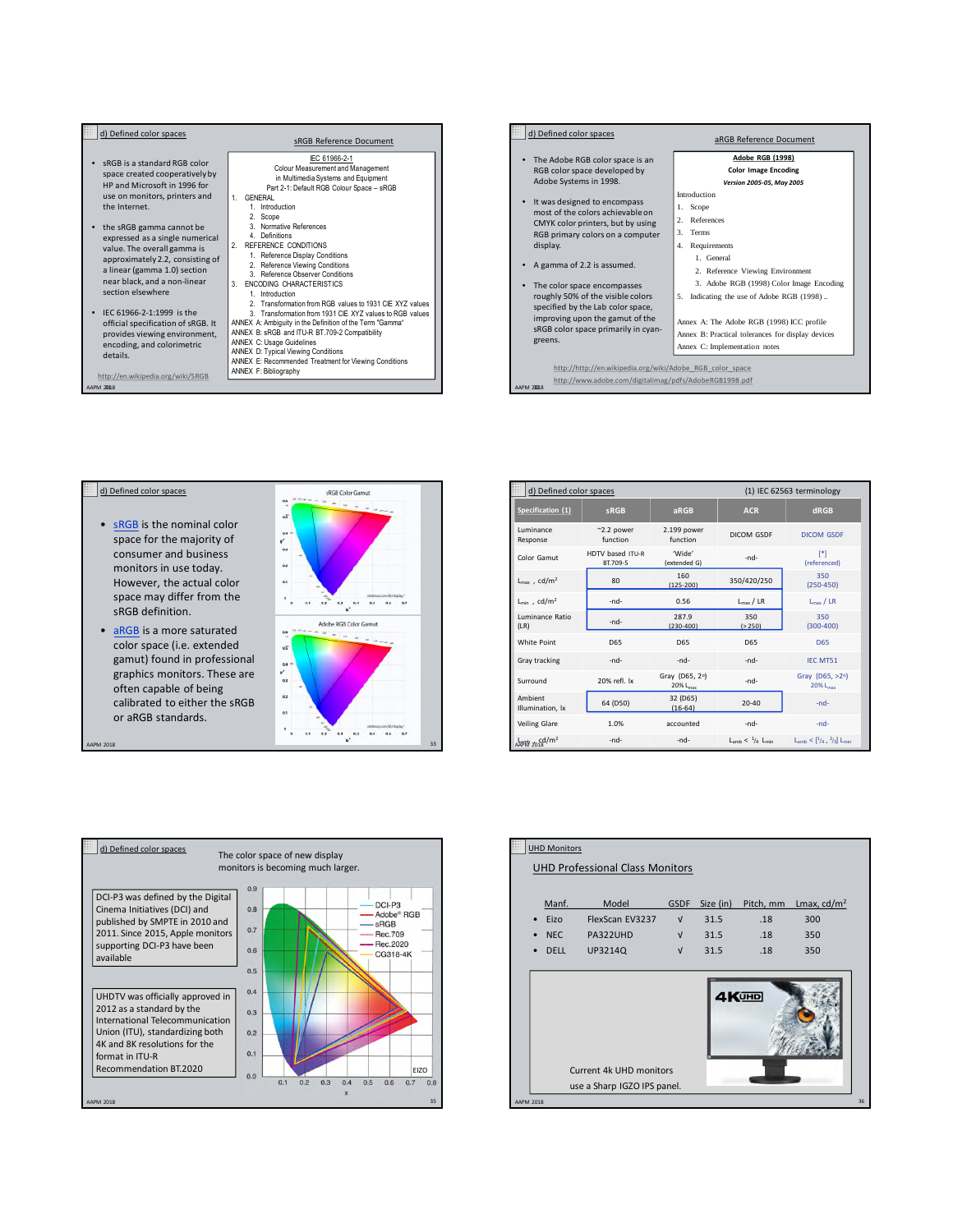## d) Defined color spaces

### sRGB Reference Document

- sRGB is a standard RGB color space created cooperatively by HP and Microsoft in 1996 for use on monitors, printers and the Internet.
- the sRGB gamma cannot be expressed as a single numerical value. The overall gamma is approximately 2.2, consisting of a linear (gamma 1.0) section near black, and a non-linear section elsewhere
- IEC 61966-2-1:1999 is the official specification of sRGB. It provides viewing environment, encoding, and colorimetric details.

IEC 61966-2-1
Colour Measurement and Management in Multimedia Systems and Equipment
Part 2-1: Default RGB Colour Space – sRGB

1. GENERAL
   1. Introduction
   2. Scope
   3. Normative References
   4. Definitions
2. REFERENCE CONDITIONS
   1. Reference Display Conditions
   2. Reference Viewing Conditions
   3. Reference Observer Conditions
3. ENCODING CHARACTERISTICS
   1. Introduction
   2. Transformation from RGB values to 1931 CIE XYZ values
   3. Transformation from 1931 CIE XYZ values to RGB values

ANNEX A: Ambiguity in the Definition of the Term "Gamma"
ANNEX B: sRGB and ITU-R BT.709-2 Compatibility
ANNEX C: Usage Guidelines
ANNEX D: Typical Viewing Conditions
ANNEX E: Recommended Treatment for Viewing Conditions
ANNEX F: Bibliography

http://en.wikipedia.org/wiki/SRGB

## d) Defined color spaces

### aRGB Reference Document

- The Adobe RGB color space is an RGB color space developed by Adobe Systems in 1998.
- It was designed to encompass most of the colors achievable on CMYK color printers, but by using RGB primary colors on a computer display.
- A gamma of 2.2 is assumed.
- The color space encompasses roughly 50% of the visible colors specified by the Lab color space, improving upon the gamut of the sRGB color space primarily in cyan-greens.

**Adobe RGB (1998)**
**Color Image Encoding**
*Version 2005-05, May 2005*

Introduction
1. Scope
2. References
3. Terms
4. Requirements
   1. General
   2. Reference Viewing Environment
   3. Adobe RGB (1998) Color Image Encoding
5. Indicating the use of Adobe RGB (1998) ..

Annex A: The Adobe RGB (1998) ICC profile
Annex B: Practical tolerances for display devices
Annex C: Implementation notes

http://http://en.wikipedia.org/wiki/Adobe_RGB_color_space
http://www.adobe.com/digitalimag/pdfs/AdobeRGB1998.pdf

## d) Defined color spaces

- sRGB is the nominal color space for the majority of consumer and business monitors in use today. However, the actual color space may differ from the sRGB definition.
- aRGB is a more saturated color space (i.e. extended gamut) found in professional graphics monitors. These are often capable of being calibrated to either the sRGB or aRGB standards.

sRGB Color Gamut

Adobe RGB Color Gamut

## d) Defined color spaces

(1) IEC 62563 terminology

| Specification (1) | sRGB | aRGB | ACR | dRGB |
|---|---|---|---|---|
| Luminance Response | ~2.2 power function | 2.199 power function | DICOM GSDF | DICOM GSDF |
| Color Gamut | HDTV based ITU-R BT.709-5 | 'Wide' (extended G) | -nd- | [*] (referenced) |
| $L_{max}$ , cd/m² | 80 | 160 (125-200) | 350/420/250 | 350 (250-450) |
| $L_{min}$ , cd/m² | -nd- | 0.56 | $L_{max}$ / LR | $L_{max}$ / LR |
| Luminance Ratio (LR) | -nd- | 287.9 (230-400) | 350 (> 250) | 350 (300-400) |
| White Point | D65 | D65 | D65 | D65 |
| Gray tracking | -nd- | -nd- | -nd- | IEC MT51 |
| Surround | 20% refl. lx | Gray (D65, 2°) 20% $L_{max}$ | -nd- | Gray (D65, >2°) 20% $L_{max}$ |
| Ambient Illumination, lx | 64 (D50) | 32 (D65) (16-64) | 20-40 | -nd- |
| Veiling Glare | 1.0% | accounted | -nd- | -nd- |
| $L_{amb}$ cd/m² | -nd- | -nd- | $L_{amb}$ < ¼ $L_{min}$ | $L_{amb}$ < [¼ , ⅔] $L_{min}$ |

## d) Defined color spaces

The color space of new display monitors is becoming much larger.

DCI-P3 was defined by the Digital Cinema Initiatives (DCI) and published by SMPTE in 2010 and 2011. Since 2015, Apple monitors supporting DCI-P3 have been available

UHDTV was officially approved in 2012 as a standard by the International Telecommunication Union (ITU), standardizing both 4K and 8K resolutions for the format in ITU-R Recommendation BT.2020

## UHD Monitors

### UHD Professional Class Monitors

| | Manf. | Model | GSDF | Size (in) | Pitch, mm | Lmax, cd/m² |
|---|---|---|---|---|---|---|
| • | Eizo | FlexScan EV3237 | √ | 31.5 | .18 | 300 |
| • | NEC | PA322UHD | √ | 31.5 | .18 | 350 |
| • | DELL | UP3214Q | √ | 31.5 | .18 | 350 |

Current 4k UHD monitors use a Sharp IGZO IPS panel.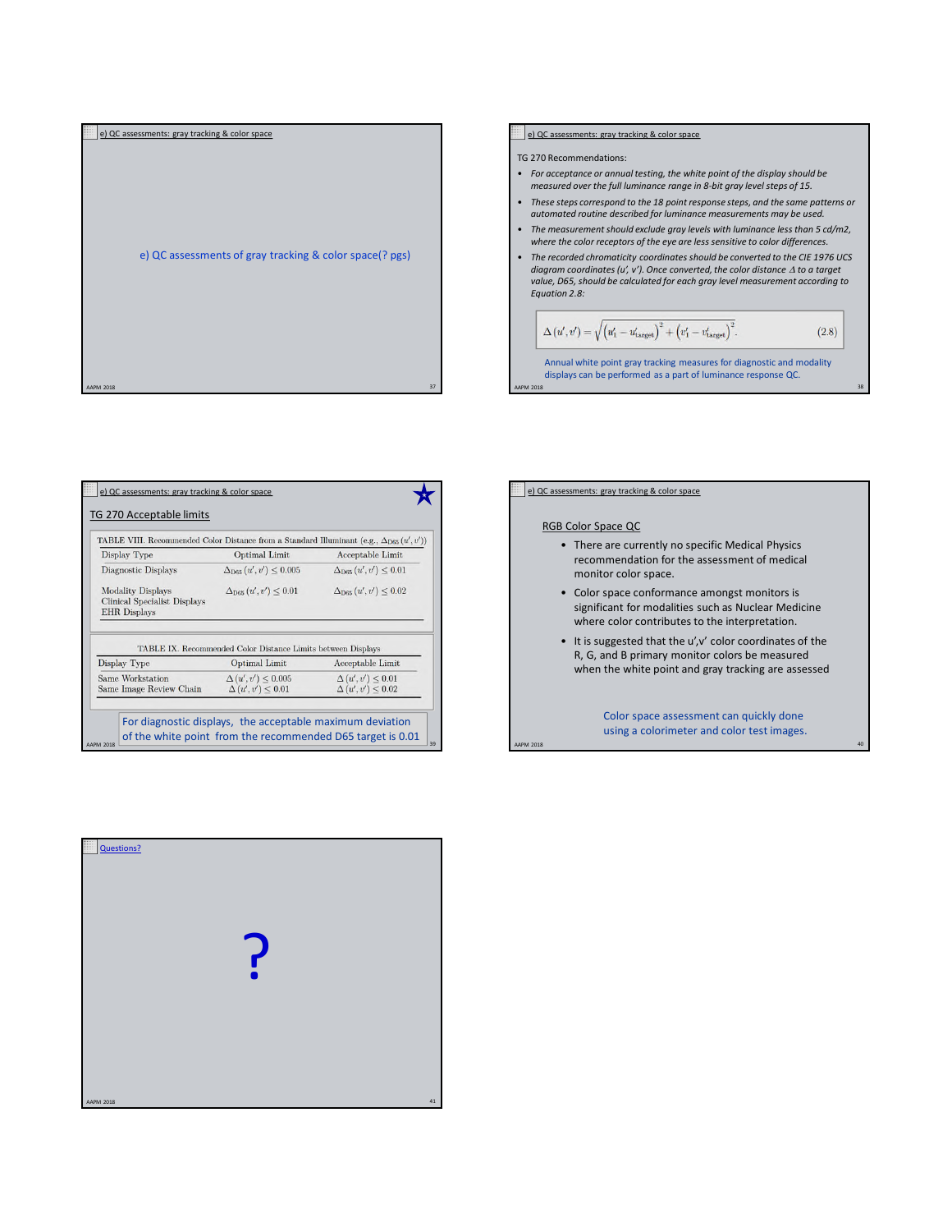## e) QC assessments: gray tracking & color space

e) QC assessments of gray tracking & color space(? pgs)

## e) QC assessments: gray tracking & color space

TG 270 Recommendations:

- *For acceptance or annual testing, the white point of the display should be measured over the full luminance range in 8-bit gray level steps of 15.*
- *These steps correspond to the 18 point response steps, and the same patterns or automated routine described for luminance measurements may be used.*
- *The measurement should exclude gray levels with luminance less than 5 cd/m2, where the color receptors of the eye are less sensitive to color differences.*
- *The recorded chromaticity coordinates should be converted to the CIE 1976 UCS diagram coordinates (u′, v′). Once converted, the color distance Δ to a target value, D65, should be calculated for each gray level measurement according to Equation 2.8:*

$$\Delta(u', v') = \sqrt{\left(u'_i - u'_{\text{target}}\right)^2 + \left(v'_i - v'_{\text{target}}\right)^2}. \quad (2.8)$$

Annual white point gray tracking measures for diagnostic and modality displays can be performed as a part of luminance response QC.

## e) QC assessments: gray tracking & color space

TG 270 Acceptable limits

TABLE VIII. Recommended Color Distance from a Standard Illuminant (e.g., $\Delta_{D65}(u', v')$)

| Display Type | Optimal Limit | Acceptable Limit |
| --- | --- | --- |
| Diagnostic Displays | $\Delta_{D65}(u', v') \leq 0.005$ | $\Delta_{D65}(u', v') \leq 0.01$ |
| Modality Displays, Clinical Specialist Displays, EHR Displays | $\Delta_{D65}(u', v') \leq 0.01$ | $\Delta_{D65}(u', v') \leq 0.02$ |

TABLE IX. Recommended Color Distance Limits between Displays

| Display Type | Optimal Limit | Acceptable Limit |
| --- | --- | --- |
| Same Workstation | $\Delta(u', v') \leq 0.005$ | $\Delta(u', v') \leq 0.01$ |
| Same Image Review Chain | $\Delta(u', v') \leq 0.01$ | $\Delta(u', v') \leq 0.02$ |

For diagnostic displays, the acceptable maximum deviation of the white point from the recommended D65 target is 0.01

## e) QC assessments: gray tracking & color space

RGB Color Space QC

- There are currently no specific Medical Physics recommendation for the assessment of medical monitor color space.
- Color space conformance amongst monitors is significant for modalities such as Nuclear Medicine where color contributes to the interpretation.
- It is suggested that the u′,v′ color coordinates of the R, G, and B primary monitor colors be measured when the white point and gray tracking are assessed

Color space assessment can quickly done using a colorimeter and color test images.

## Questions?

?